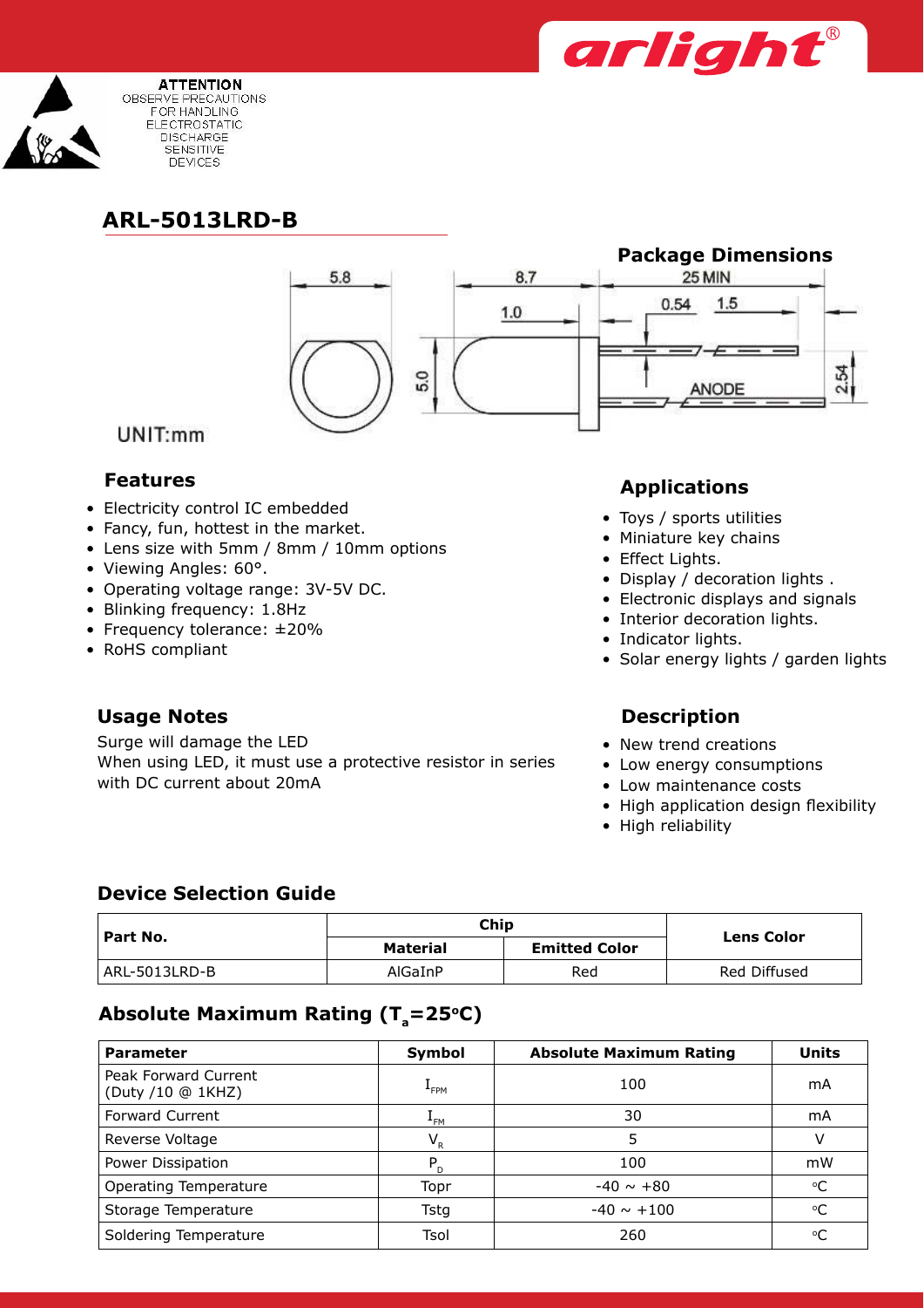ATTENTION
OBSERVE PRECAUTIONS FOR HANDLING ELECTROSTATIC DISCHARGE SENSITIVE DEVICES

# ARL-5013LRD-B

## Package Dimensions

UNIT:mm

5.8 8.7 25 MIN 1.0 0.54 1.5 5.0 ANODE 2.54

## Features

- Electricity control IC embedded
- Fancy, fun, hottest in the market.
- Lens size with 5mm / 8mm / 10mm options
- Viewing Angles: 60°.
- Operating voltage range: 3V-5V DC.
- Blinking frequency: 1.8Hz
- Frequency tolerance: ±20%
- RoHS compliant

## Applications

- Toys / sports utilities
- Miniature key chains
- Effect Lights.
- Display / decoration lights .
- Electronic displays and signals
- Interior decoration lights.
- Indicator lights.
- Solar energy lights / garden lights

## Usage Notes

Surge will damage the LED
When using LED, it must use a protective resistor in series with DC current about 20mA

## Description

- New trend creations
- Low energy consumptions
- Low maintenance costs
- High application design flexibility
- High reliability

## Device Selection Guide

| Part No. | Chip | | Lens Color |
|---|---|---|---|
| | Material | Emitted Color | |
| ARL-5013LRD-B | AlGaInP | Red | Red Diffused |

## Absolute Maximum Rating ($T_a$=25°C)

| Parameter | Symbol | Absolute Maximum Rating | Units |
|---|---|---|---|
| Peak Forward Current (Duty /10 @ 1KHZ) | $I_{FPM}$ | 100 | mA |
| Forward Current | $I_{FM}$ | 30 | mA |
| Reverse Voltage | $V_R$ | 5 | V |
| Power Dissipation | $P_D$ | 100 | mW |
| Operating Temperature | Topr | -40 ~ +80 | °C |
| Storage Temperature | Tstg | -40 ~ +100 | °C |
| Soldering Temperature | Tsol | 260 | °C |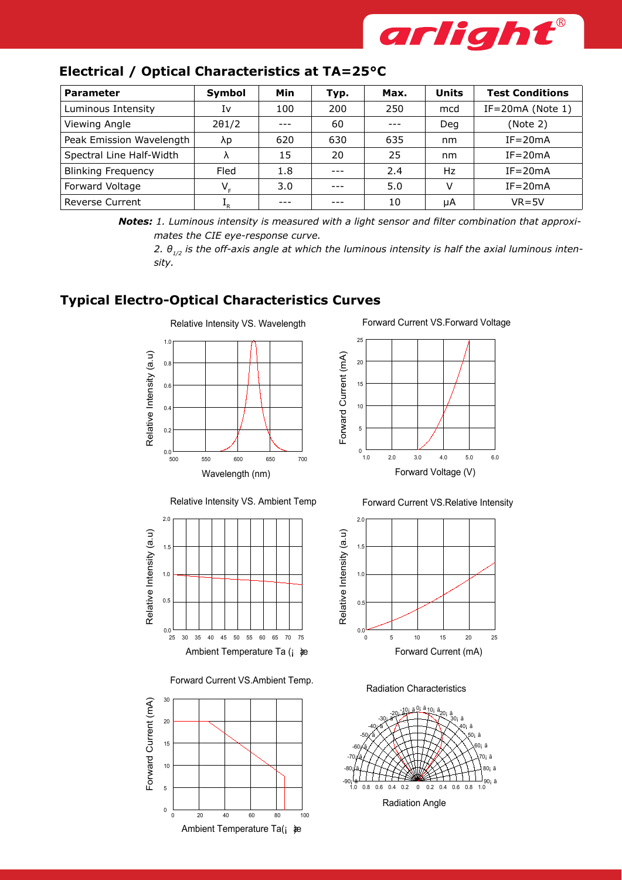## Electrical / Optical Characteristics at TA=25°C

| Parameter | Symbol | Min | Typ. | Max. | Units | Test Conditions |
|---|---|---|---|---|---|---|
| Luminous Intensity | Iv | 100 | 200 | 250 | mcd | IF=20mA (Note 1) |
| Viewing Angle | 2θ1/2 | --- | 60 | --- | Deg | (Note 2) |
| Peak Emission Wavelength | λp | 620 | 630 | 635 | nm | IF=20mA |
| Spectral Line Half-Width | λ | 15 | 20 | 25 | nm | IF=20mA |
| Blinking Frequency | Fled | 1.8 | --- | 2.4 | Hz | IF=20mA |
| Forward Voltage | $V_F$ | 3.0 | --- | 5.0 | V | IF=20mA |
| Reverse Current | $I_R$ | --- | --- | 10 | μA | VR=5V |

***Notes:*** *1. Luminous intensity is measured with a light sensor and filter combination that approximates the CIE eye-response curve.*

*2. $\theta_{1/2}$ is the off-axis angle at which the luminous intensity is half the axial luminous intensity.*

## Typical Electro-Optical Characteristics Curves

Relative Intensity VS. Wavelength

Relative Intensity (a.u)

1.0
0.8
0.6
0.4
0.2
0.0

500 550 600 650 700

Wavelength (nm)

Forward Current VS.Forward Voltage

Forward Current (mA)

25
20
15
10
5
0

1.0 2.0 3.0 4.0 5.0 6.0

Forward Voltage (V)

Relative Intensity VS. Ambient Temp

Relative Intensity (a.u)

2.0
1.5
1.0
0.5
0.0

25 30 35 40 45 50 55 60 65 70 75

Ambient Temperature Ta (¡ æ

Forward Current VS.Relative Intensity

Relative Intensity (a.u)

2.0
1.5
1.0
0.5
0.0

0 5 10 15 20 25

Forward Current (mA)

Forward Current VS.Ambient Temp.

Forward Current (mA)

30
20
15
10
5
0

0 20 40 60 80 100

Ambient Temperature Ta(¡ æ

Radiation Characteristics

-90¡ ã -80¡ ã -70¡ ã -60¡ ã -50¡ ã -40¡ ã -30¡ ã -20¡ ã -10¡ ã 0¡ ã 10¡ ã 20¡ ã 30¡ ã 40¡ ã 50¡ ã 60¡ ã 70¡ ã 80¡ ã 90¡ ã

1.0 0.8 0.6 0.4 0.2 0 0.2 0.4 0.6 0.8 1.0

Radiation Angle